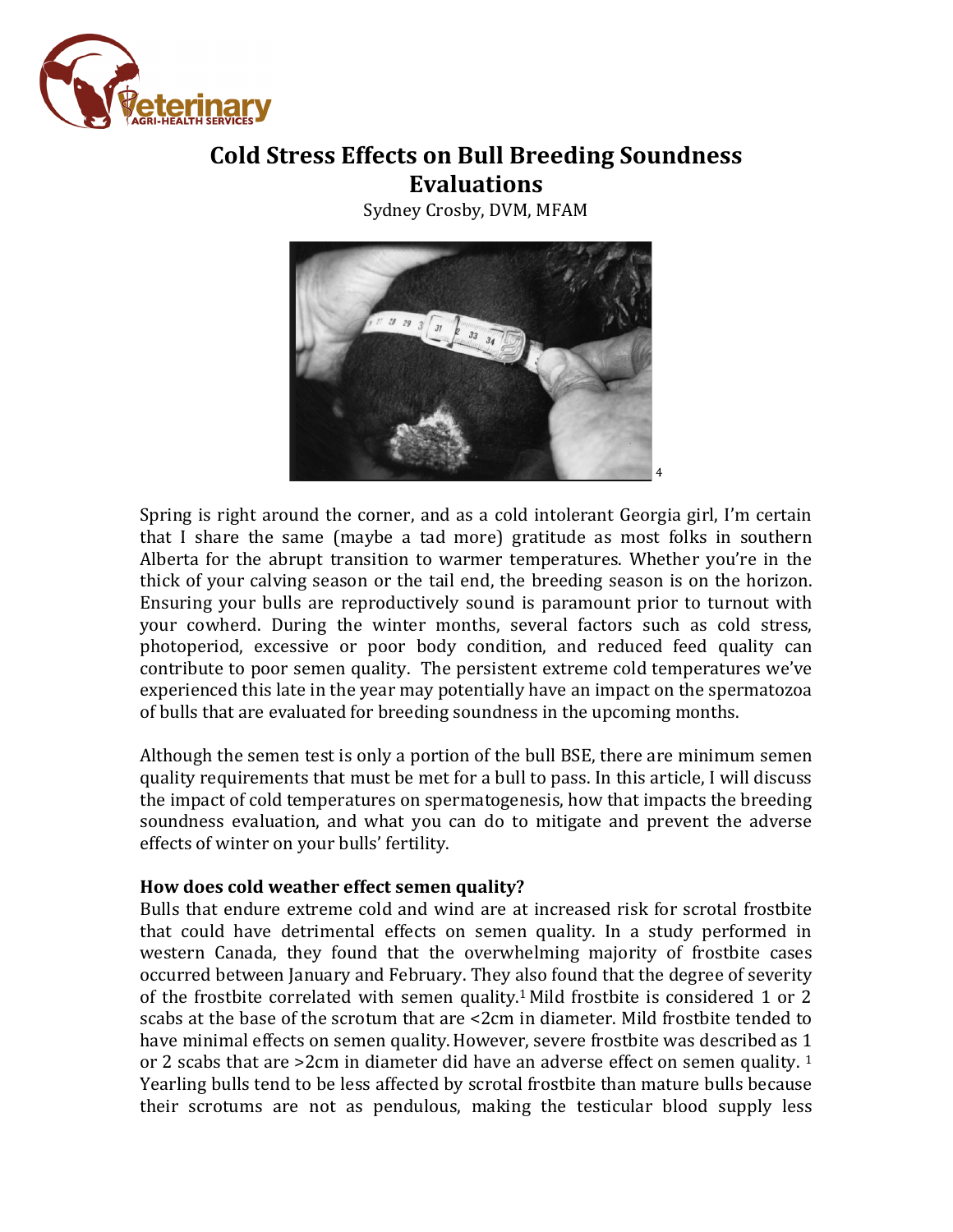# Cold Stress Effects on Bull Breeding Soundness Evaluations

Sydney Crosby, DVM, MFAM

[4]

Spring is right around the corner, and as a cold intolerant Georgia girl, I'm certain that I share the same (maybe a tad more) gratitude as most folks in southern Alberta for the abrupt transition to warmer temperatures. Whether you're in the thick of your calving season or the tail end, the breeding season is on the horizon. Ensuring your bulls are reproductively sound is paramount prior to turnout with your cowherd. During the winter months, several factors such as cold stress, photoperiod, excessive or poor body condition, and reduced feed quality can contribute to poor semen quality. The persistent extreme cold temperatures we've experienced this late in the year may potentially have an impact on the spermatozoa of bulls that are evaluated for breeding soundness in the upcoming months.

Although the semen test is only a portion of the bull BSE, there are minimum semen quality requirements that must be met for a bull to pass. In this article, I will discuss the impact of cold temperatures on spermatogenesis, how that impacts the breeding soundness evaluation, and what you can do to mitigate and prevent the adverse effects of winter on your bulls' fertility.

**How does cold weather effect semen quality?**

Bulls that endure extreme cold and wind are at increased risk for scrotal frostbite that could have detrimental effects on semen quality. In a study performed in western Canada, they found that the overwhelming majority of frostbite cases occurred between January and February. They also found that the degree of severity of the frostbite correlated with semen quality.[1] Mild frostbite is considered 1 or 2 scabs at the base of the scrotum that are <2cm in diameter. Mild frostbite tended to have minimal effects on semen quality. However, severe frostbite was described as 1 or 2 scabs that are >2cm in diameter did have an adverse effect on semen quality. [1] Yearling bulls tend to be less affected by scrotal frostbite than mature bulls because their scrotums are not as pendulous, making the testicular blood supply less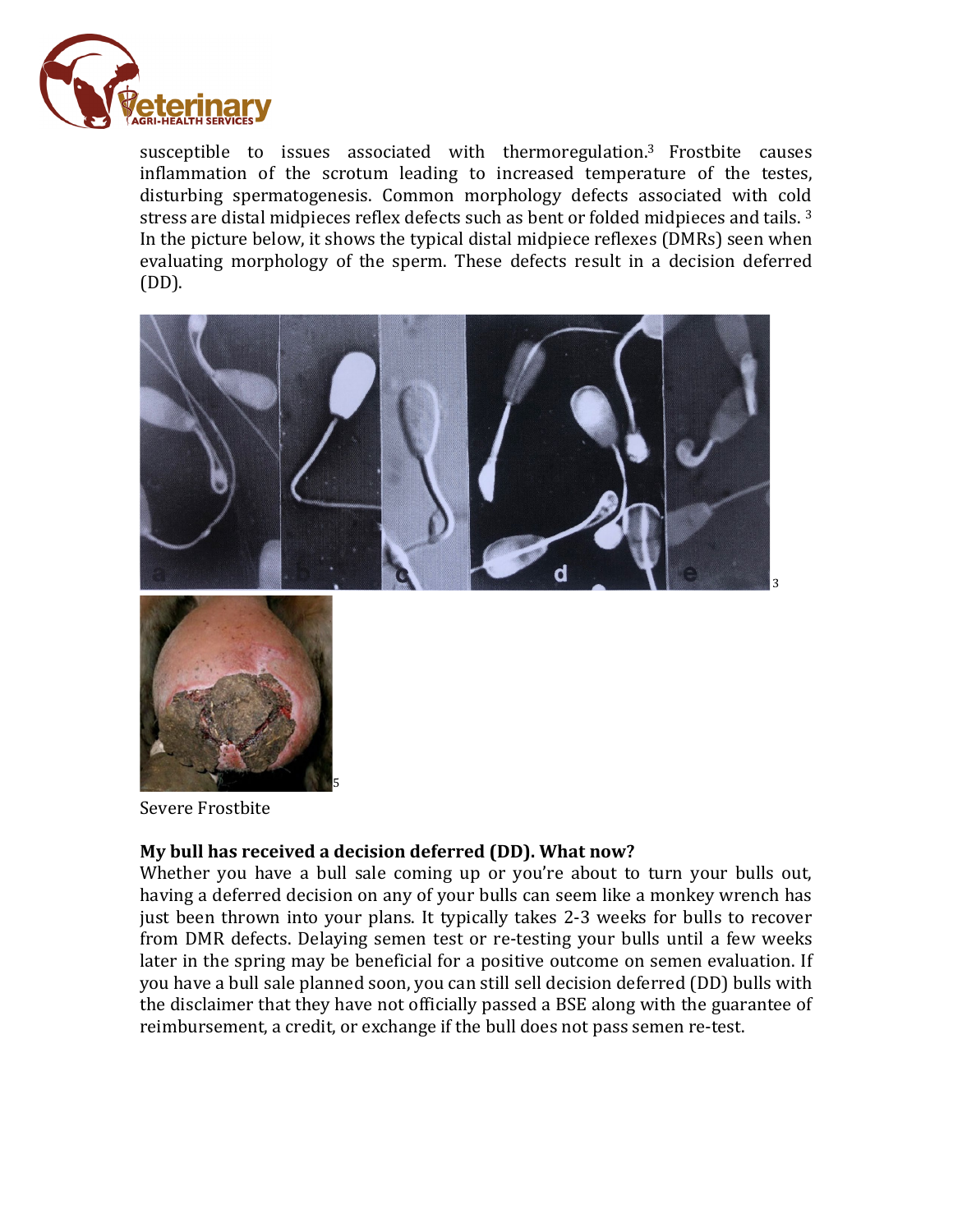susceptible to issues associated with thermoregulation.[3] Frostbite causes inflammation of the scrotum leading to increased temperature of the testes, disturbing spermatogenesis. Common morphology defects associated with cold stress are distal midpieces reflex defects such as bent or folded midpieces and tails. [3] In the picture below, it shows the typical distal midpiece reflexes (DMRs) seen when evaluating morphology of the sperm. These defects result in a decision deferred (DD).

[3]

[5]

Severe Frostbite

**My bull has received a decision deferred (DD). What now?**

Whether you have a bull sale coming up or you're about to turn your bulls out, having a deferred decision on any of your bulls can seem like a monkey wrench has just been thrown into your plans. It typically takes 2-3 weeks for bulls to recover from DMR defects. Delaying semen test or re-testing your bulls until a few weeks later in the spring may be beneficial for a positive outcome on semen evaluation. If you have a bull sale planned soon, you can still sell decision deferred (DD) bulls with the disclaimer that they have not officially passed a BSE along with the guarantee of reimbursement, a credit, or exchange if the bull does not pass semen re-test.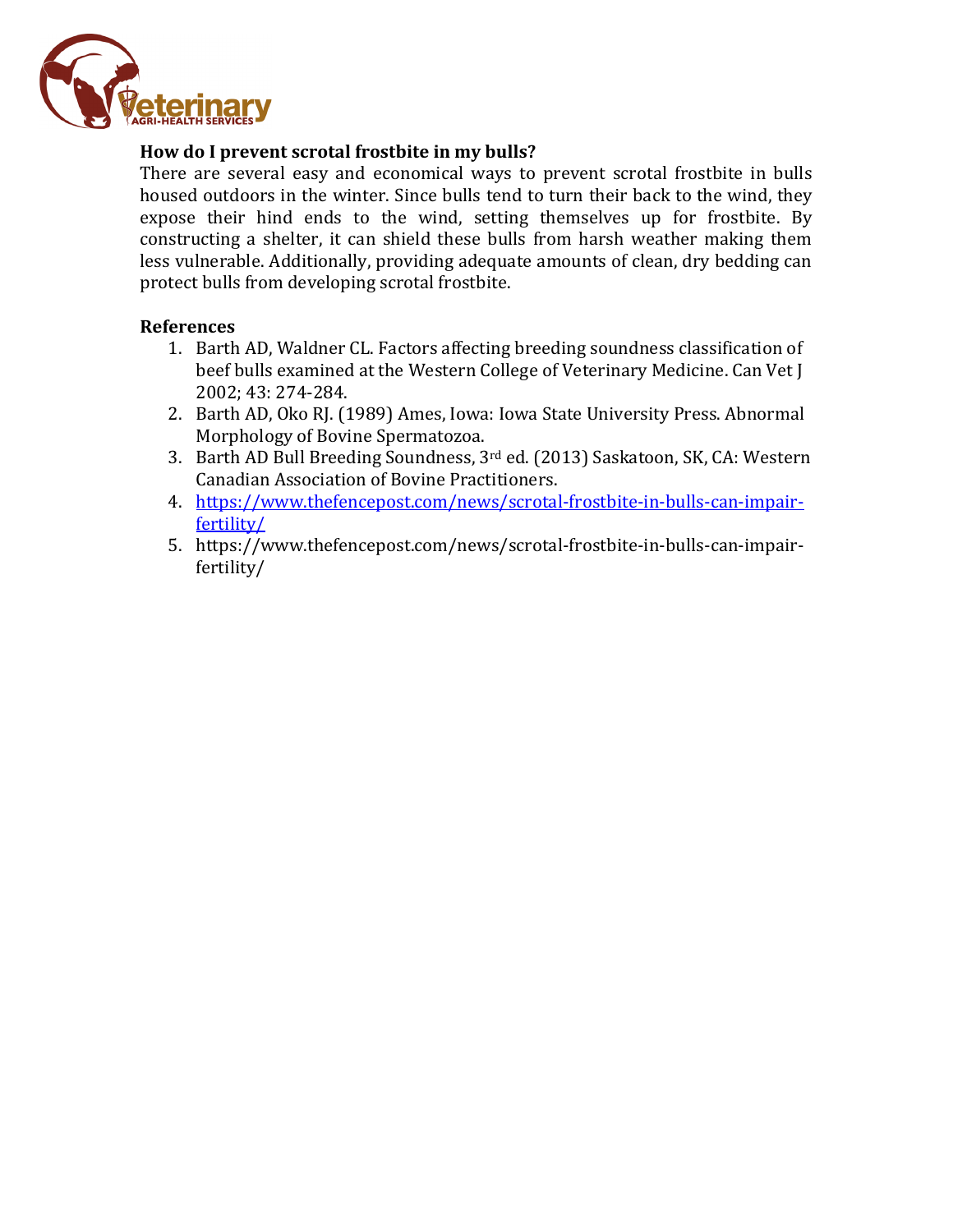**How do I prevent scrotal frostbite in my bulls?**

There are several easy and economical ways to prevent scrotal frostbite in bulls housed outdoors in the winter. Since bulls tend to turn their back to the wind, they expose their hind ends to the wind, setting themselves up for frostbite. By constructing a shelter, it can shield these bulls from harsh weather making them less vulnerable. Additionally, providing adequate amounts of clean, dry bedding can protect bulls from developing scrotal frostbite.

**References**

1. Barth AD, Waldner CL. Factors affecting breeding soundness classification of beef bulls examined at the Western College of Veterinary Medicine. Can Vet J 2002; 43: 274-284.
2. Barth AD, Oko RJ. (1989) Ames, Iowa: Iowa State University Press. Abnormal Morphology of Bovine Spermatozoa.
3. Barth AD Bull Breeding Soundness, 3rd ed. (2013) Saskatoon, SK, CA: Western Canadian Association of Bovine Practitioners.
4. https://www.thefencepost.com/news/scrotal-frostbite-in-bulls-can-impair-fertility/
5. https://www.thefencepost.com/news/scrotal-frostbite-in-bulls-can-impair-fertility/